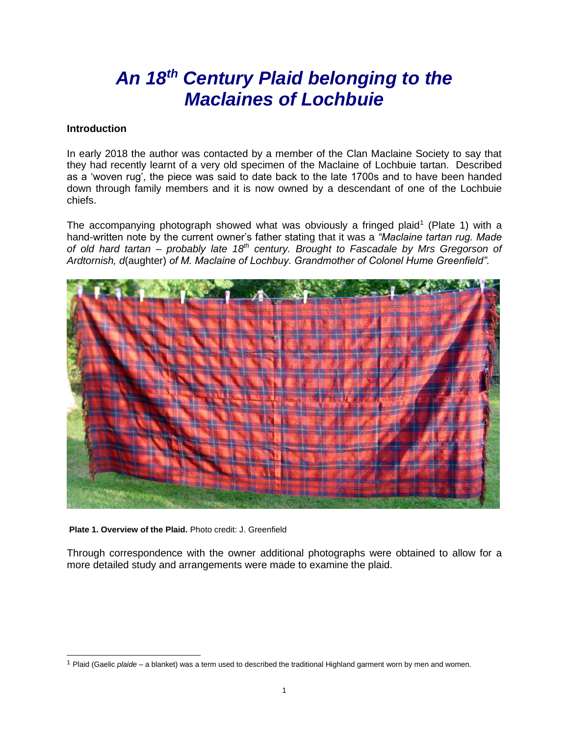# *An 18th Century Plaid belonging to the Maclaines of Lochbuie*

**Introduction**

In early 2018 the author was contacted by a member of the Clan Maclaine Society to say that they had recently learnt of a very old specimen of the Maclaine of Lochbuie tartan. Described as a 'woven rug', the piece was said to date back to the late 1700s and to have been handed down through family members and it is now owned by a descendant of one of the Lochbuie chiefs.

The accompanying photograph showed what was obviously a fringed plaid[1] (Plate 1) with a hand-written note by the current owner's father stating that it was a *"Maclaine tartan rug. Made of old hard tartan – probably late 18th century. Brought to Fascadale by Mrs Gregorson of Ardtornish, d*(aughter) *of M. Maclaine of Lochbuy. Grandmother of Colonel Hume Greenfield".*

**Plate 1. Overview of the Plaid.** Photo credit: J. Greenfield

Through correspondence with the owner additional photographs were obtained to allow for a more detailed study and arrangements were made to examine the plaid.

[1] Plaid (Gaelic *plaide* – a blanket) was a term used to described the traditional Highland garment worn by men and women.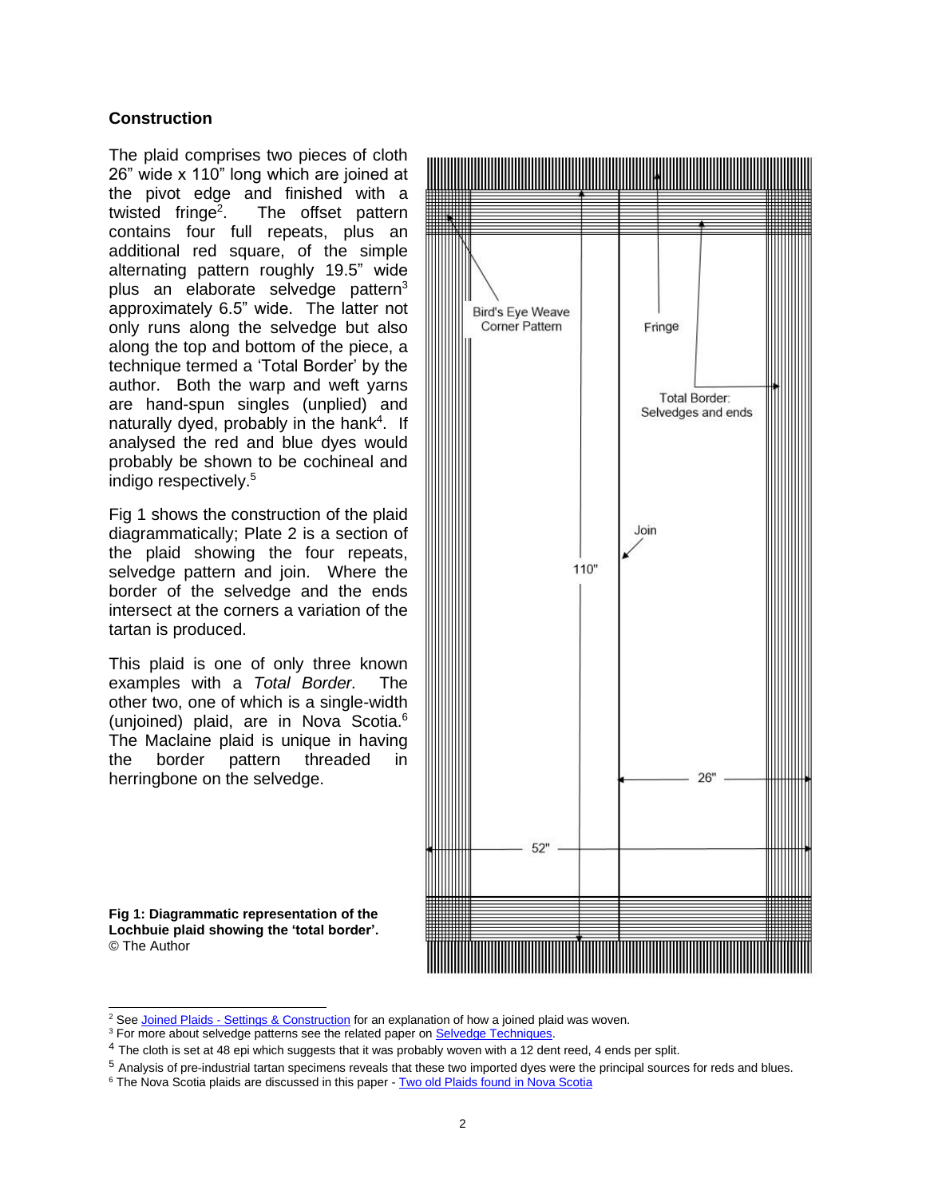## Construction

The plaid comprises two pieces of cloth 26" wide x 110" long which are joined at the pivot edge and finished with a twisted fringe[2]. The offset pattern contains four full repeats, plus an additional red square, of the simple alternating pattern roughly 19.5" wide plus an elaborate selvedge pattern[3] approximately 6.5" wide. The latter not only runs along the selvedge but also along the top and bottom of the piece, a technique termed a 'Total Border' by the author. Both the warp and weft yarns are hand-spun singles (unplied) and naturally dyed, probably in the hank[4]. If analysed the red and blue dyes would probably be shown to be cochineal and indigo respectively.[5]

Fig 1 shows the construction of the plaid diagrammatically; Plate 2 is a section of the plaid showing the four repeats, selvedge pattern and join. Where the border of the selvedge and the ends intersect at the corners a variation of the tartan is produced.

This plaid is one of only three known examples with a *Total Border*. The other two, one of which is a single-width (unjoined) plaid, are in Nova Scotia.[6] The Maclaine plaid is unique in having the border pattern threaded in herringbone on the selvedge.

Bird's Eye Weave Corner Pattern

Fringe

Total Border: Selvedges and ends

Join

110"

26"

52"

**Fig 1: Diagrammatic representation of the Lochbuie plaid showing the 'total border'.**
© The Author

---

[2] See Joined Plaids - Settings & Construction for an explanation of how a joined plaid was woven.

[3] For more about selvedge patterns see the related paper on Selvedge Techniques.

[4] The cloth is set at 48 epi which suggests that it was probably woven with a 12 dent reed, 4 ends per split.

[5] Analysis of pre-industrial tartan specimens reveals that these two imported dyes were the principal sources for reds and blues.

[6] The Nova Scotia plaids are discussed in this paper - Two old Plaids found in Nova Scotia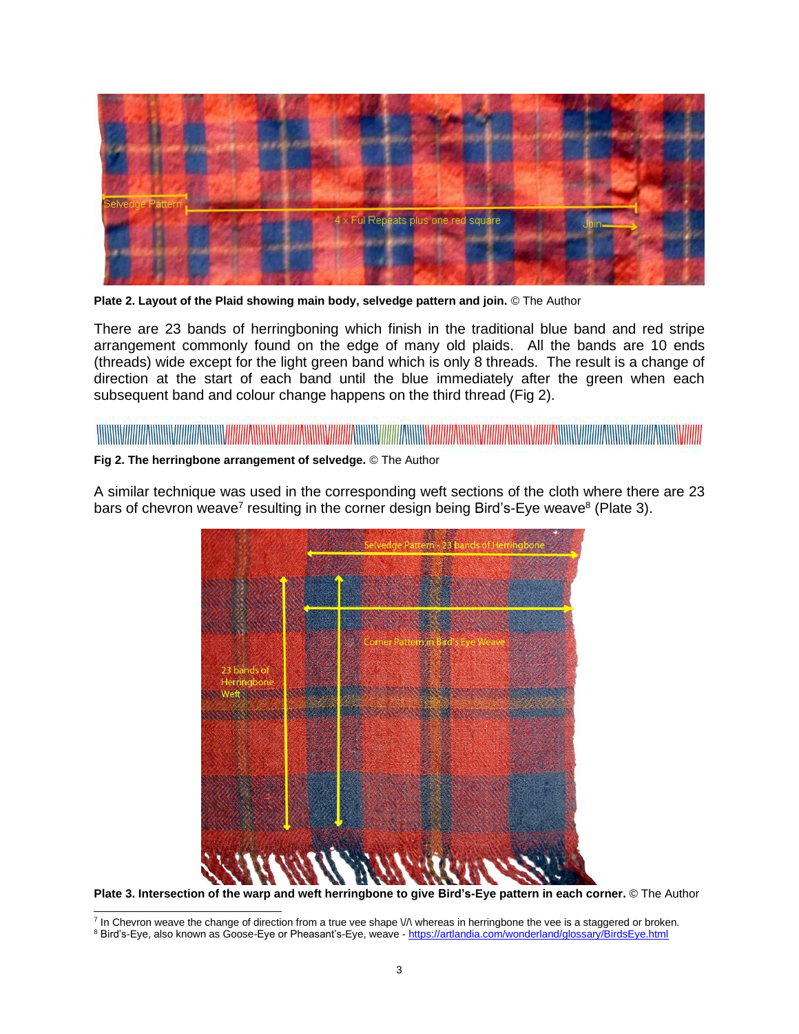Plate 2. Layout of the Plaid showing main body, selvedge pattern and join. © The Author

There are 23 bands of herringboning which finish in the traditional blue band and red stripe arrangement commonly found on the edge of many old plaids. All the bands are 10 ends (threads) wide except for the light green band which is only 8 threads. The result is a change of direction at the start of each band until the blue immediately after the green when each subsequent band and colour change happens on the third thread (Fig 2).

**Fig 2. The herringbone arrangement of selvedge.** © The Author

A similar technique was used in the corresponding weft sections of the cloth where there are 23 bars of chevron weave[7] resulting in the corner design being Bird's-Eye weave[8] (Plate 3).

**Plate 3. Intersection of the warp and weft herringbone to give Bird's-Eye pattern in each corner.** © The Author

---

[7] In Chevron weave the change of direction from a true vee shape \/\ whereas in herringbone the vee is a staggered or broken.

[8] Bird's-Eye, also known as Goose-Eye or Pheasant's-Eye, weave - https://artlandia.com/wonderland/glossary/BirdsEye.html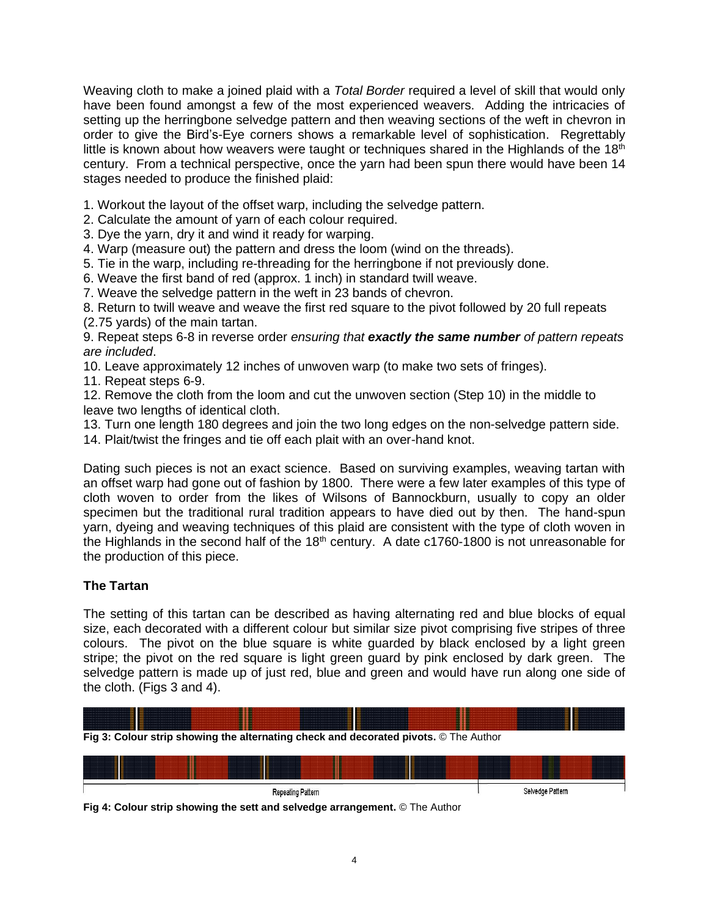Weaving cloth to make a joined plaid with a *Total Border* required a level of skill that would only have been found amongst a few of the most experienced weavers. Adding the intricacies of setting up the herringbone selvedge pattern and then weaving sections of the weft in chevron in order to give the Bird's-Eye corners shows a remarkable level of sophistication. Regrettably little is known about how weavers were taught or techniques shared in the Highlands of the 18th century. From a technical perspective, once the yarn had been spun there would have been 14 stages needed to produce the finished plaid:

1. Workout the layout of the offset warp, including the selvedge pattern.
2. Calculate the amount of yarn of each colour required.
3. Dye the yarn, dry it and wind it ready for warping.
4. Warp (measure out) the pattern and dress the loom (wind on the threads).
5. Tie in the warp, including re-threading for the herringbone if not previously done.
6. Weave the first band of red (approx. 1 inch) in standard twill weave.
7. Weave the selvedge pattern in the weft in 23 bands of chevron.
8. Return to twill weave and weave the first red square to the pivot followed by 20 full repeats (2.75 yards) of the main tartan.
9. Repeat steps 6-8 in reverse order *ensuring that **exactly the same number** of pattern repeats are included*.
10. Leave approximately 12 inches of unwoven warp (to make two sets of fringes).
11. Repeat steps 6-9.
12. Remove the cloth from the loom and cut the unwoven section (Step 10) in the middle to leave two lengths of identical cloth.
13. Turn one length 180 degrees and join the two long edges on the non-selvedge pattern side.
14. Plait/twist the fringes and tie off each plait with an over-hand knot.

Dating such pieces is not an exact science. Based on surviving examples, weaving tartan with an offset warp had gone out of fashion by 1800. There were a few later examples of this type of cloth woven to order from the likes of Wilsons of Bannockburn, usually to copy an older specimen but the traditional rural tradition appears to have died out by then. The hand-spun yarn, dyeing and weaving techniques of this plaid are consistent with the type of cloth woven in the Highlands in the second half of the 18th century. A date c1760-1800 is not unreasonable for the production of this piece.

## The Tartan

The setting of this tartan can be described as having alternating red and blue blocks of equal size, each decorated with a different colour but similar size pivot comprising five stripes of three colours. The pivot on the blue square is white guarded by black enclosed by a light green stripe; the pivot on the red square is light green guard by pink enclosed by dark green. The selvedge pattern is made up of just red, blue and green and would have run along one side of the cloth. (Figs 3 and 4).

**Fig 3: Colour strip showing the alternating check and decorated pivots.** © The Author

Repeating Pattern | Selvedge Pattern

**Fig 4: Colour strip showing the sett and selvedge arrangement.** © The Author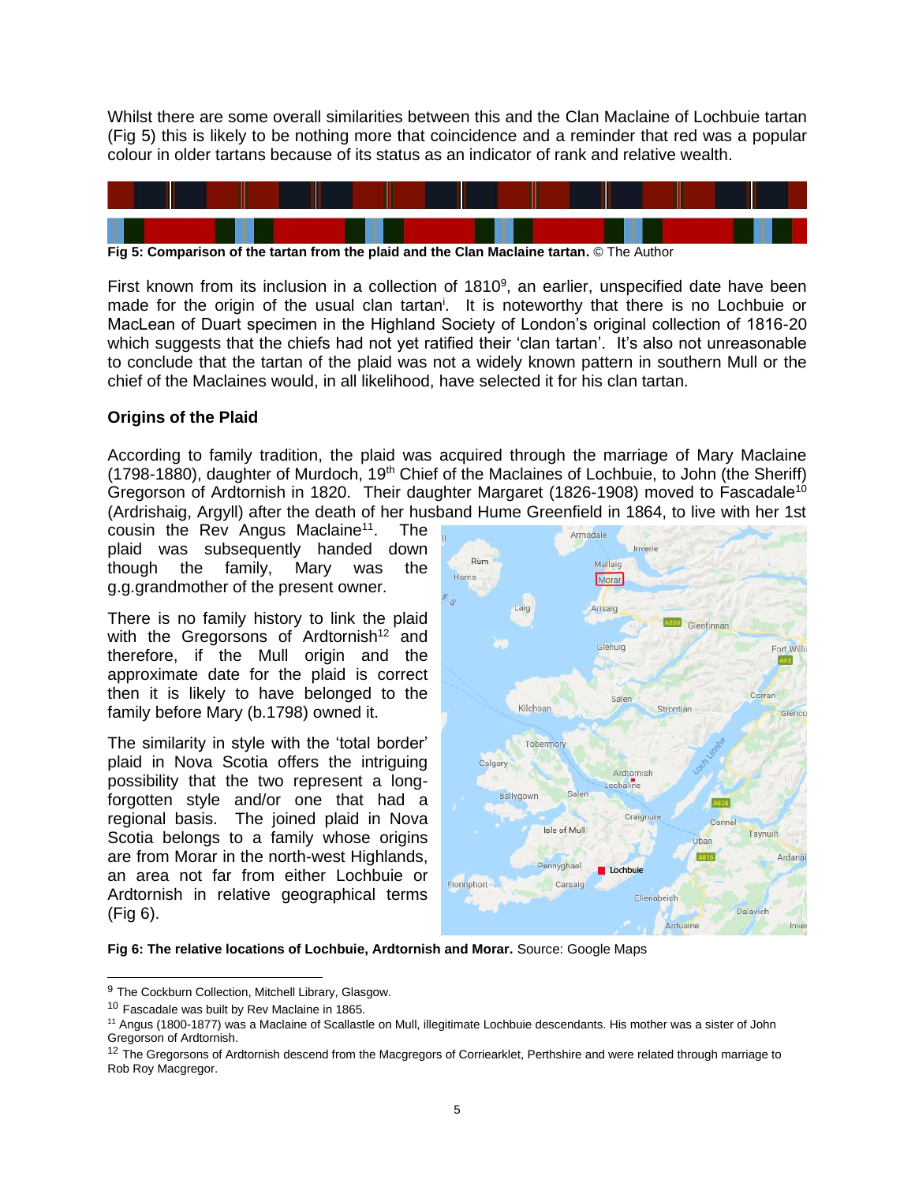Whilst there are some overall similarities between this and the Clan Maclaine of Lochbuie tartan (Fig 5) this is likely to be nothing more that coincidence and a reminder that red was a popular colour in older tartans because of its status as an indicator of rank and relative wealth.

**Fig 5: Comparison of the tartan from the plaid and the Clan Maclaine tartan.** © The Author

First known from its inclusion in a collection of 1810[9], an earlier, unspecified date have been made for the origin of the usual clan tartan[i]. It is noteworthy that there is no Lochbuie or MacLean of Duart specimen in the Highland Society of London's original collection of 1816-20 which suggests that the chiefs had not yet ratified their 'clan tartan'. It's also not unreasonable to conclude that the tartan of the plaid was not a widely known pattern in southern Mull or the chief of the Maclaines would, in all likelihood, have selected it for his clan tartan.

## Origins of the Plaid

According to family tradition, the plaid was acquired through the marriage of Mary Maclaine (1798-1880), daughter of Murdoch, 19th Chief of the Maclaines of Lochbuie, to John (the Sheriff) Gregorson of Ardtornish in 1820. Their daughter Margaret (1826-1908) moved to Fascadale[10] (Ardrishaig, Argyll) after the death of her husband Hume Greenfield in 1864, to live with her 1st cousin the Rev Angus Maclaine[11]. The plaid was subsequently handed down though the family, Mary was the g.g.grandmother of the present owner.

There is no family history to link the plaid with the Gregorsons of Ardtornish[12] and therefore, if the Mull origin and the approximate date for the plaid is correct then it is likely to have belonged to the family before Mary (b.1798) owned it.

The similarity in style with the 'total border' plaid in Nova Scotia offers the intriguing possibility that the two represent a long-forgotten style and/or one that had a regional basis. The joined plaid in Nova Scotia belongs to a family whose origins are from Morar in the north-west Highlands, an area not far from either Lochbuie or Ardtornish in relative geographical terms (Fig 6).

**Fig 6: The relative locations of Lochbuie, Ardtornish and Morar.** Source: Google Maps

---

[9] The Cockburn Collection, Mitchell Library, Glasgow.

[10] Fascadale was built by Rev Maclaine in 1865.

[11] Angus (1800-1877) was a Maclaine of Scallastle on Mull, illegitimate Lochbuie descendants. His mother was a sister of John Gregorson of Ardtornish.

[12] The Gregorsons of Ardtornish descend from the Macgregors of Corriearklet, Perthshire and were related through marriage to Rob Roy Macgregor.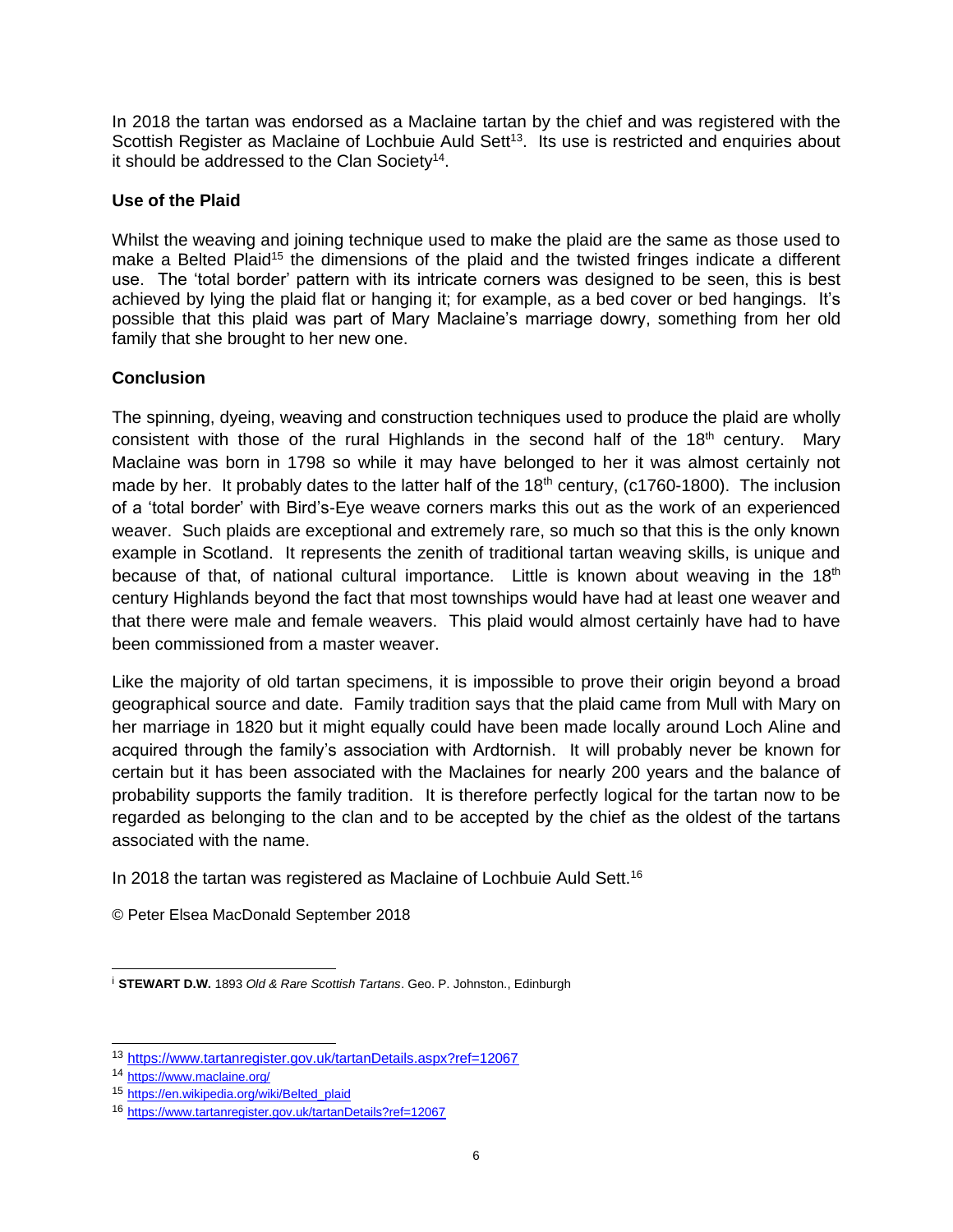In 2018 the tartan was endorsed as a Maclaine tartan by the chief and was registered with the Scottish Register as Maclaine of Lochbuie Auld Sett[13]. Its use is restricted and enquiries about it should be addressed to the Clan Society[14].

**Use of the Plaid**

Whilst the weaving and joining technique used to make the plaid are the same as those used to make a Belted Plaid[15] the dimensions of the plaid and the twisted fringes indicate a different use. The 'total border' pattern with its intricate corners was designed to be seen, this is best achieved by lying the plaid flat or hanging it; for example, as a bed cover or bed hangings. It's possible that this plaid was part of Mary Maclaine's marriage dowry, something from her old family that she brought to her new one.

**Conclusion**

The spinning, dyeing, weaving and construction techniques used to produce the plaid are wholly consistent with those of the rural Highlands in the second half of the 18th century. Mary Maclaine was born in 1798 so while it may have belonged to her it was almost certainly not made by her. It probably dates to the latter half of the 18th century, (c1760-1800). The inclusion of a 'total border' with Bird's-Eye weave corners marks this out as the work of an experienced weaver. Such plaids are exceptional and extremely rare, so much so that this is the only known example in Scotland. It represents the zenith of traditional tartan weaving skills, is unique and because of that, of national cultural importance. Little is known about weaving in the 18th century Highlands beyond the fact that most townships would have had at least one weaver and that there were male and female weavers. This plaid would almost certainly have had to have been commissioned from a master weaver.

Like the majority of old tartan specimens, it is impossible to prove their origin beyond a broad geographical source and date. Family tradition says that the plaid came from Mull with Mary on her marriage in 1820 but it might equally could have been made locally around Loch Aline and acquired through the family's association with Ardtornish. It will probably never be known for certain but it has been associated with the Maclaines for nearly 200 years and the balance of probability supports the family tradition. It is therefore perfectly logical for the tartan now to be regarded as belonging to the clan and to be accepted by the chief as the oldest of the tartans associated with the name.

In 2018 the tartan was registered as Maclaine of Lochbuie Auld Sett.[16]

© Peter Elsea MacDonald September 2018

---

[i] **STEWART D.W.** 1893 *Old & Rare Scottish Tartans*. Geo. P. Johnston., Edinburgh

---

[13] https://www.tartanregister.gov.uk/tartanDetails.aspx?ref=12067

[14] https://www.maclaine.org/

[15] https://en.wikipedia.org/wiki/Belted_plaid

[16] https://www.tartanregister.gov.uk/tartanDetails?ref=12067